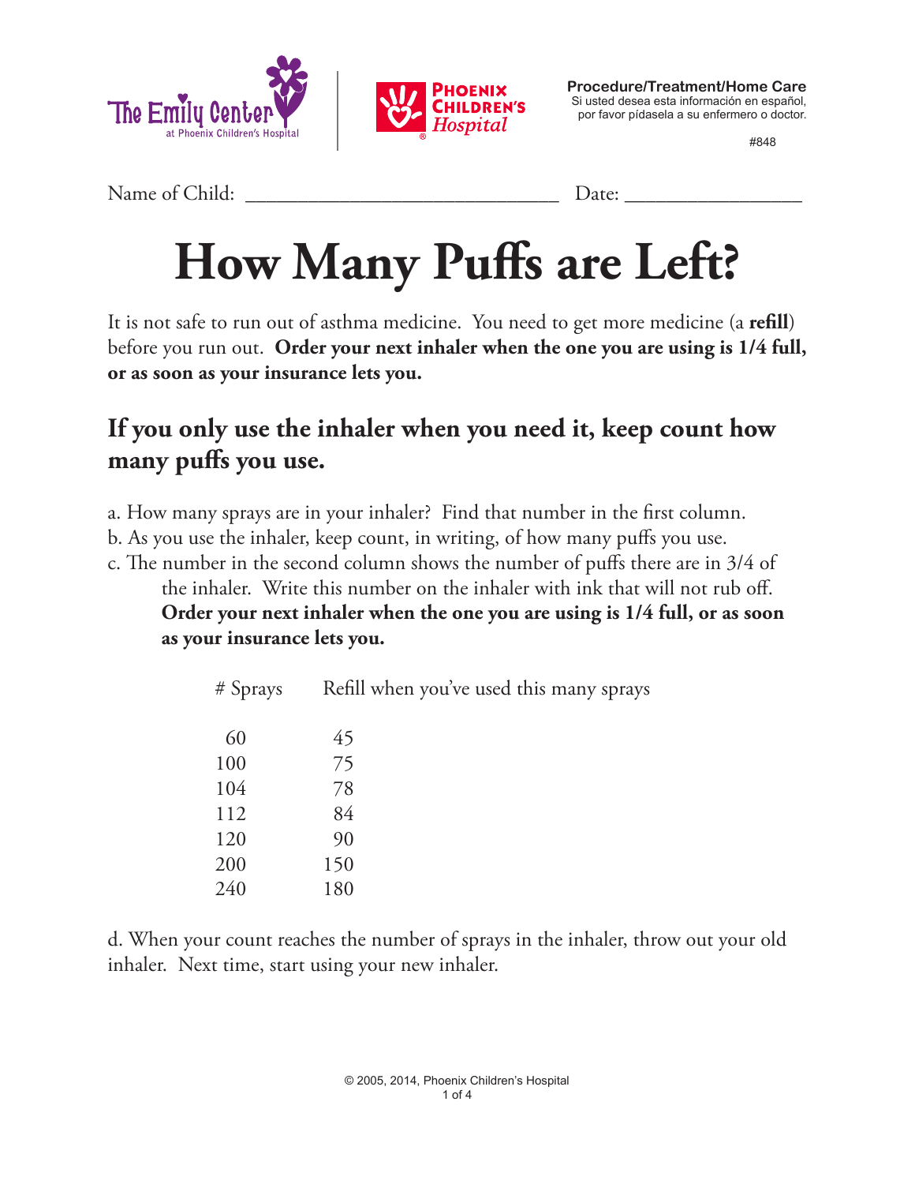The Emily Center at Phoenix Children's Hospital | Phoenix Children's Hospital

**Procedure/Treatment/Home Care**
Si usted desea esta información en español, por favor pídasela a su enfermero o doctor.

#848

Name of Child: ______________________________ Date: _________________

# How Many Puffs are Left?

It is not safe to run out of asthma medicine. You need to get more medicine (a **refill**) before you run out. **Order your next inhaler when the one you are using is 1/4 full, or as soon as your insurance lets you.**

## If you only use the inhaler when you need it, keep count how many puffs you use.

a. How many sprays are in your inhaler? Find that number in the first column.
b. As you use the inhaler, keep count, in writing, of how many puffs you use.
c. The number in the second column shows the number of puffs there are in 3/4 of the inhaler. Write this number on the inhaler with ink that will not rub off. **Order your next inhaler when the one you are using is 1/4 full, or as soon as your insurance lets you.**

| # Sprays | Refill when you've used this many sprays |
|---|---|
| 60 | 45 |
| 100 | 75 |
| 104 | 78 |
| 112 | 84 |
| 120 | 90 |
| 200 | 150 |
| 240 | 180 |

d. When your count reaches the number of sprays in the inhaler, throw out your old inhaler. Next time, start using your new inhaler.

© 2005, 2014, Phoenix Children's Hospital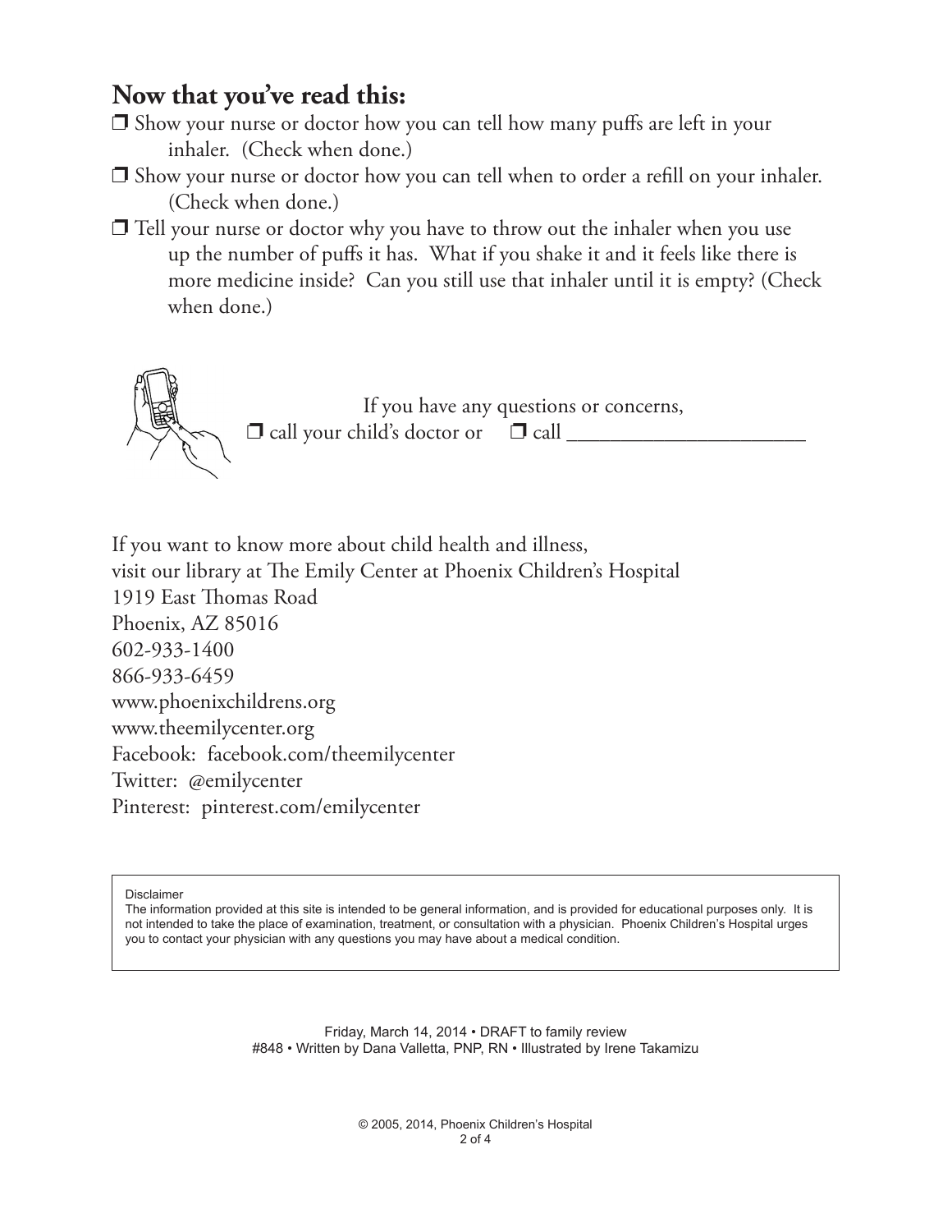## Now that you've read this:

- ❒ Show your nurse or doctor how you can tell how many puffs are left in your inhaler. (Check when done.)
- ❒ Show your nurse or doctor how you can tell when to order a refill on your inhaler. (Check when done.)
- ❒ Tell your nurse or doctor why you have to throw out the inhaler when you use up the number of puffs it has. What if you shake it and it feels like there is more medicine inside? Can you still use that inhaler until it is empty? (Check when done.)

If you have any questions or concerns,
❒ call your child's doctor or ❒ call ______________________

If you want to know more about child health and illness,
visit our library at The Emily Center at Phoenix Children's Hospital
1919 East Thomas Road
Phoenix, AZ 85016
602-933-1400
866-933-6459
www.phoenixchildrens.org
www.theemilycenter.org
Facebook: facebook.com/theemilycenter
Twitter: @emilycenter
Pinterest: pinterest.com/emilycenter

Disclaimer
The information provided at this site is intended to be general information, and is provided for educational purposes only. It is not intended to take the place of examination, treatment, or consultation with a physician. Phoenix Children's Hospital urges you to contact your physician with any questions you may have about a medical condition.

Friday, March 14, 2014 • DRAFT to family review
#848 • Written by Dana Valletta, PNP, RN • Illustrated by Irene Takamizu

© 2005, 2014, Phoenix Children's Hospital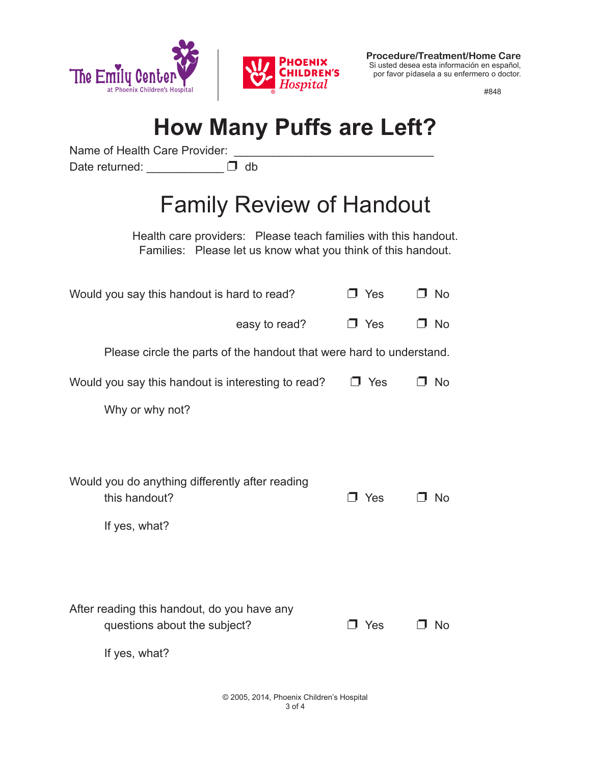The Emily Center at Phoenix Children's Hospital | Phoenix Children's Hospital

**Procedure/Treatment/Home Care**
Si usted desea esta información en español, por favor pídasela a su enfermero o doctor.

#848

# How Many Puffs are Left?

Name of Health Care Provider: ______________________________

Date returned: ____________ ❐ db

## Family Review of Handout

Health care providers: Please teach families with this handout.
Families: Please let us know what you think of this handout.

Would you say this handout is hard to read? ❐ Yes ❐ No

easy to read? ❐ Yes ❐ No

Please circle the parts of the handout that were hard to understand.

Would you say this handout is interesting to read? ❐ Yes ❐ No

Why or why not?

Would you do anything differently after reading this handout? ❐ Yes ❐ No

If yes, what?

After reading this handout, do you have any questions about the subject? ❐ Yes ❐ No

If yes, what?

© 2005, 2014, Phoenix Children's Hospital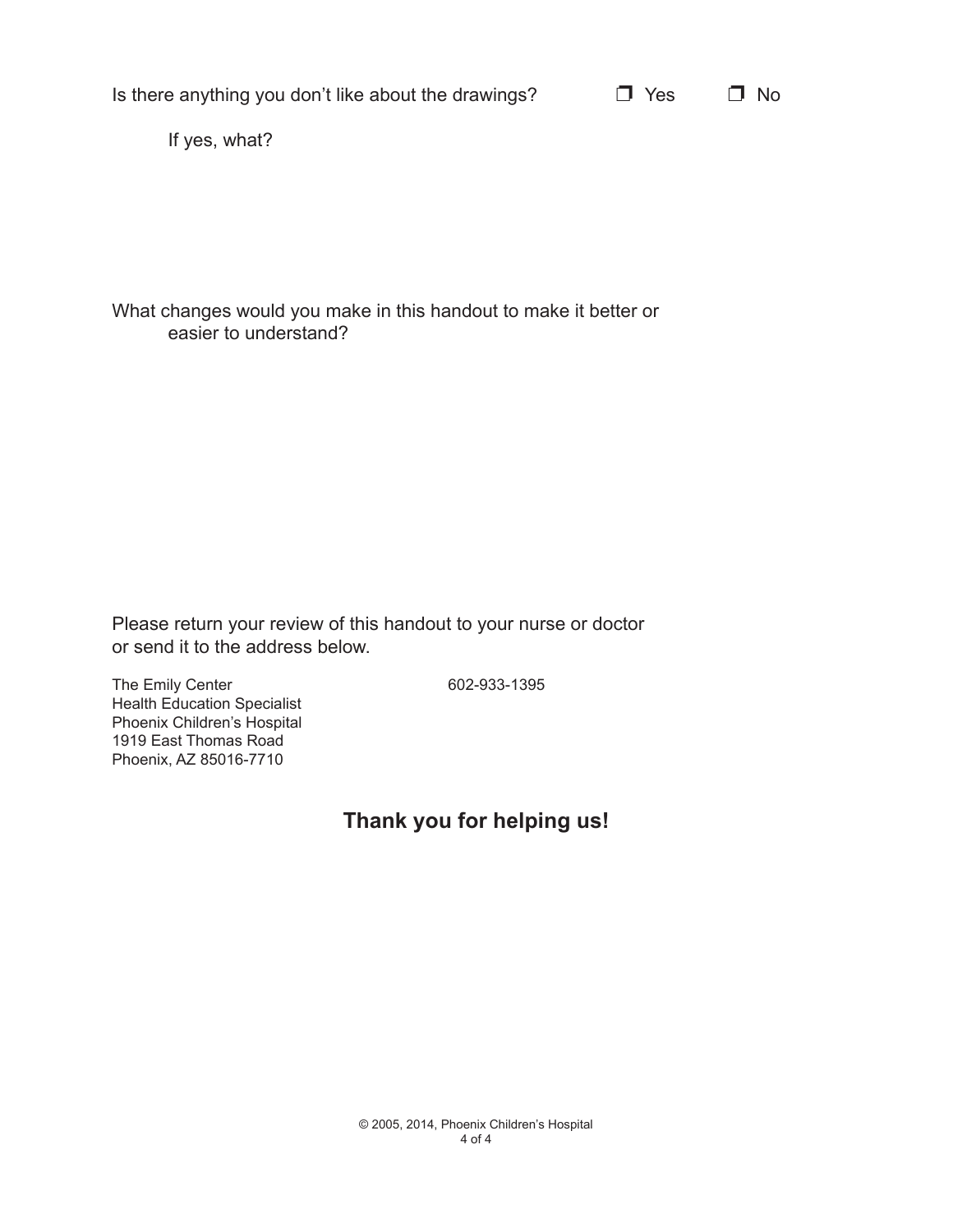Is there anything you don't like about the drawings? ❒ Yes ❒ No

If yes, what?

What changes would you make in this handout to make it better or easier to understand?

Please return your review of this handout to your nurse or doctor or send it to the address below.

The Emily Center
Health Education Specialist
Phoenix Children's Hospital
1919 East Thomas Road
Phoenix, AZ 85016-7710

602-933-1395

**Thank you for helping us!**

© 2005, 2014, Phoenix Children's Hospital